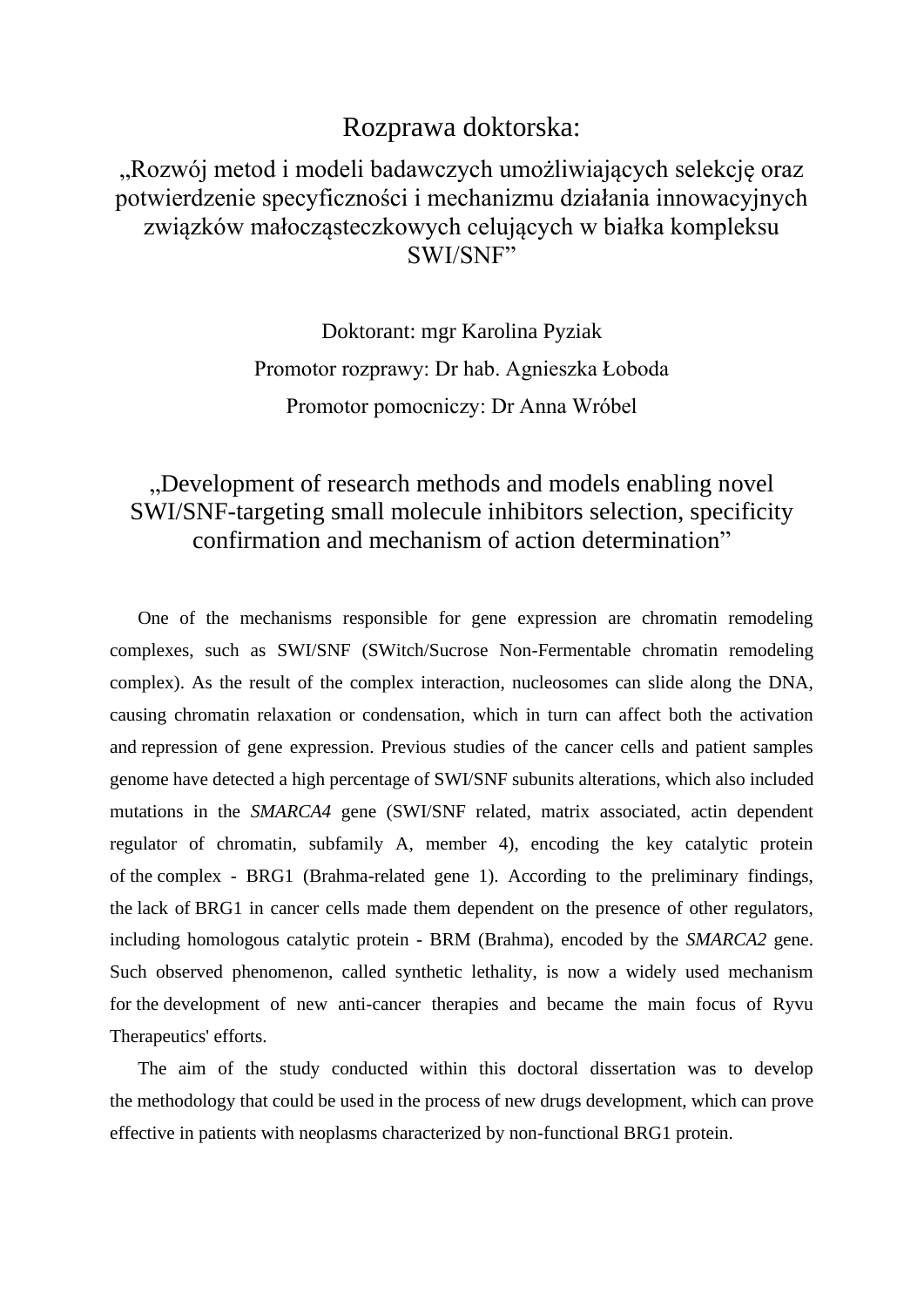# Rozprawa doktorska:

## „Rozwój metod i modeli badawczych umożliwiających selekcję oraz potwierdzenie specyficzności i mechanizmu działania innowacyjnych związków małocząsteczkowych celujących w białka kompleksu SWI/SNF"

Doktorant: mgr Karolina Pyziak

Promotor rozprawy: Dr hab. Agnieszka Łoboda

Promotor pomocniczy: Dr Anna Wróbel

## „Development of research methods and models enabling novel SWI/SNF-targeting small molecule inhibitors selection, specificity confirmation and mechanism of action determination"

One of the mechanisms responsible for gene expression are chromatin remodeling complexes, such as SWI/SNF (SWitch/Sucrose Non-Fermentable chromatin remodeling complex). As the result of the complex interaction, nucleosomes can slide along the DNA, causing chromatin relaxation or condensation, which in turn can affect both the activation and repression of gene expression. Previous studies of the cancer cells and patient samples genome have detected a high percentage of SWI/SNF subunits alterations, which also included mutations in the *SMARCA4* gene (SWI/SNF related, matrix associated, actin dependent regulator of chromatin, subfamily A, member 4), encoding the key catalytic protein of the complex - BRG1 (Brahma-related gene 1). According to the preliminary findings, the lack of BRG1 in cancer cells made them dependent on the presence of other regulators, including homologous catalytic protein - BRM (Brahma), encoded by the *SMARCA2* gene. Such observed phenomenon, called synthetic lethality, is now a widely used mechanism for the development of new anti-cancer therapies and became the main focus of Ryvu Therapeutics' efforts.

The aim of the study conducted within this doctoral dissertation was to develop the methodology that could be used in the process of new drugs development, which can prove effective in patients with neoplasms characterized by non-functional BRG1 protein.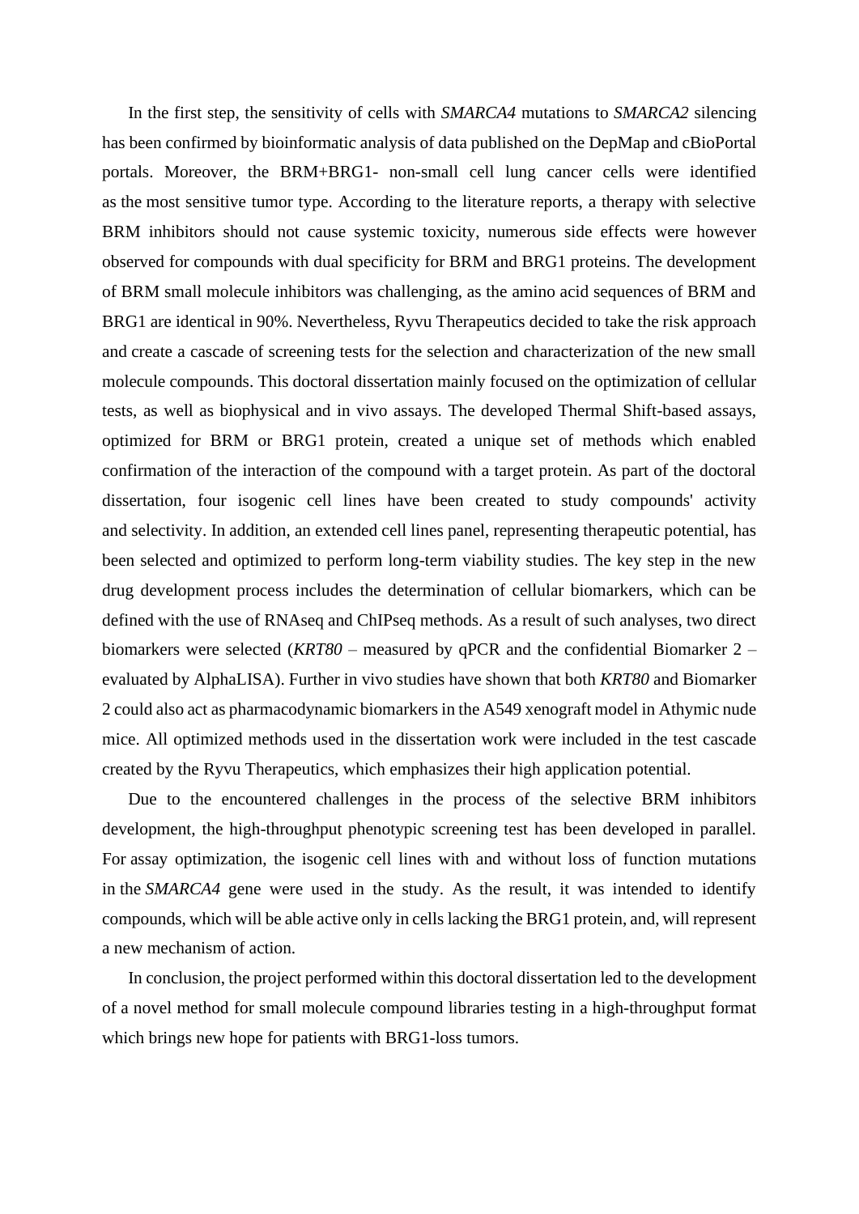In the first step, the sensitivity of cells with *SMARCA4* mutations to *SMARCA2* silencing has been confirmed by bioinformatic analysis of data published on the DepMap and cBioPortal portals. Moreover, the BRM+BRG1- non-small cell lung cancer cells were identified as the most sensitive tumor type. According to the literature reports, a therapy with selective BRM inhibitors should not cause systemic toxicity, numerous side effects were however observed for compounds with dual specificity for BRM and BRG1 proteins. The development of BRM small molecule inhibitors was challenging, as the amino acid sequences of BRM and BRG1 are identical in 90%. Nevertheless, Ryvu Therapeutics decided to take the risk approach and create a cascade of screening tests for the selection and characterization of the new small molecule compounds. This doctoral dissertation mainly focused on the optimization of cellular tests, as well as biophysical and in vivo assays. The developed Thermal Shift-based assays, optimized for BRM or BRG1 protein, created a unique set of methods which enabled confirmation of the interaction of the compound with a target protein. As part of the doctoral dissertation, four isogenic cell lines have been created to study compounds' activity and selectivity. In addition, an extended cell lines panel, representing therapeutic potential, has been selected and optimized to perform long-term viability studies. The key step in the new drug development process includes the determination of cellular biomarkers, which can be defined with the use of RNAseq and ChIPseq methods. As a result of such analyses, two direct biomarkers were selected (*KRT80* – measured by qPCR and the confidential Biomarker 2 – evaluated by AlphaLISA). Further in vivo studies have shown that both *KRT80* and Biomarker 2 could also act as pharmacodynamic biomarkers in the A549 xenograft model in Athymic nude mice. All optimized methods used in the dissertation work were included in the test cascade created by the Ryvu Therapeutics, which emphasizes their high application potential.

Due to the encountered challenges in the process of the selective BRM inhibitors development, the high-throughput phenotypic screening test has been developed in parallel. For assay optimization, the isogenic cell lines with and without loss of function mutations in the *SMARCA4* gene were used in the study. As the result, it was intended to identify compounds, which will be able active only in cells lacking the BRG1 protein, and, will represent a new mechanism of action.

In conclusion, the project performed within this doctoral dissertation led to the development of a novel method for small molecule compound libraries testing in a high-throughput format which brings new hope for patients with BRG1-loss tumors.